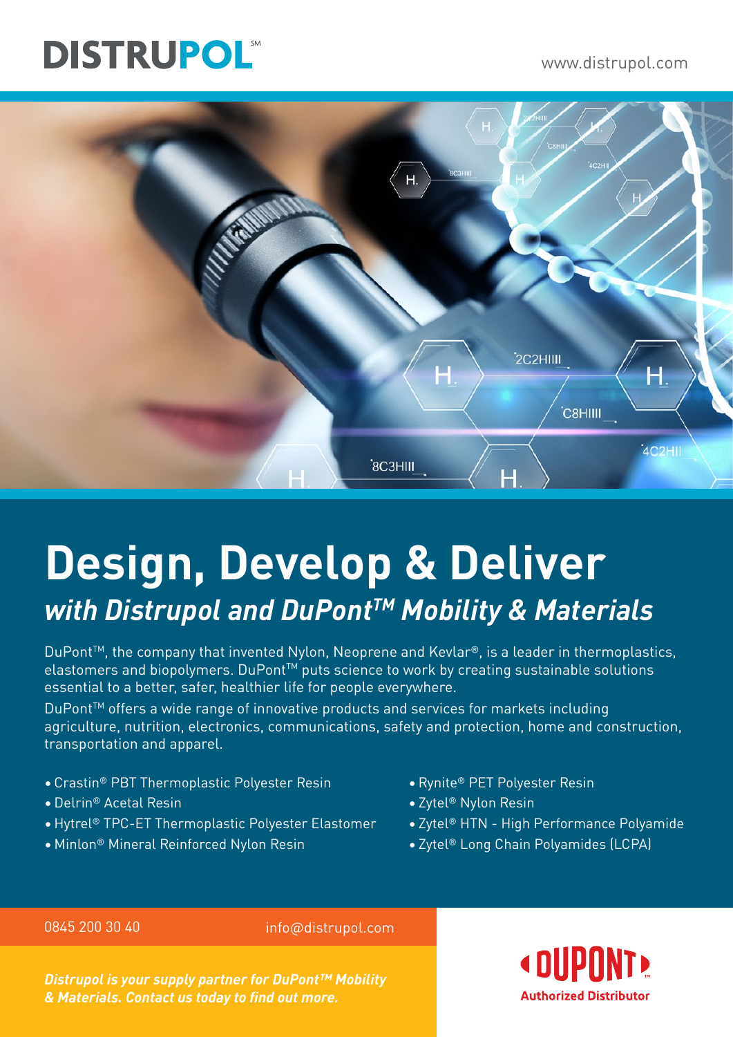DISTRUPOL℠

www.distrupol.com

# Design, Develop & Deliver

## *with Distrupol and DuPont™ Mobility & Materials*

DuPont™, the company that invented Nylon, Neoprene and Kevlar®, is a leader in thermoplastics, elastomers and biopolymers. DuPont™ puts science to work by creating sustainable solutions essential to a better, safer, healthier life for people everywhere.

DuPont™ offers a wide range of innovative products and services for markets including agriculture, nutrition, electronics, communications, safety and protection, home and construction, transportation and apparel.

- Crastin® PBT Thermoplastic Polyester Resin
- Delrin® Acetal Resin
- Hytrel® TPC-ET Thermoplastic Polyester Elastomer
- Minlon® Mineral Reinforced Nylon Resin
- Rynite® PET Polyester Resin
- Zytel® Nylon Resin
- Zytel® HTN - High Performance Polyamide
- Zytel® Long Chain Polyamides (LCPA)

0845 200 30 40

info@distrupol.com

***Distrupol is your supply partner for DuPont™ Mobility & Materials. Contact us today to find out more.***

DUPONT™

Authorized Distributor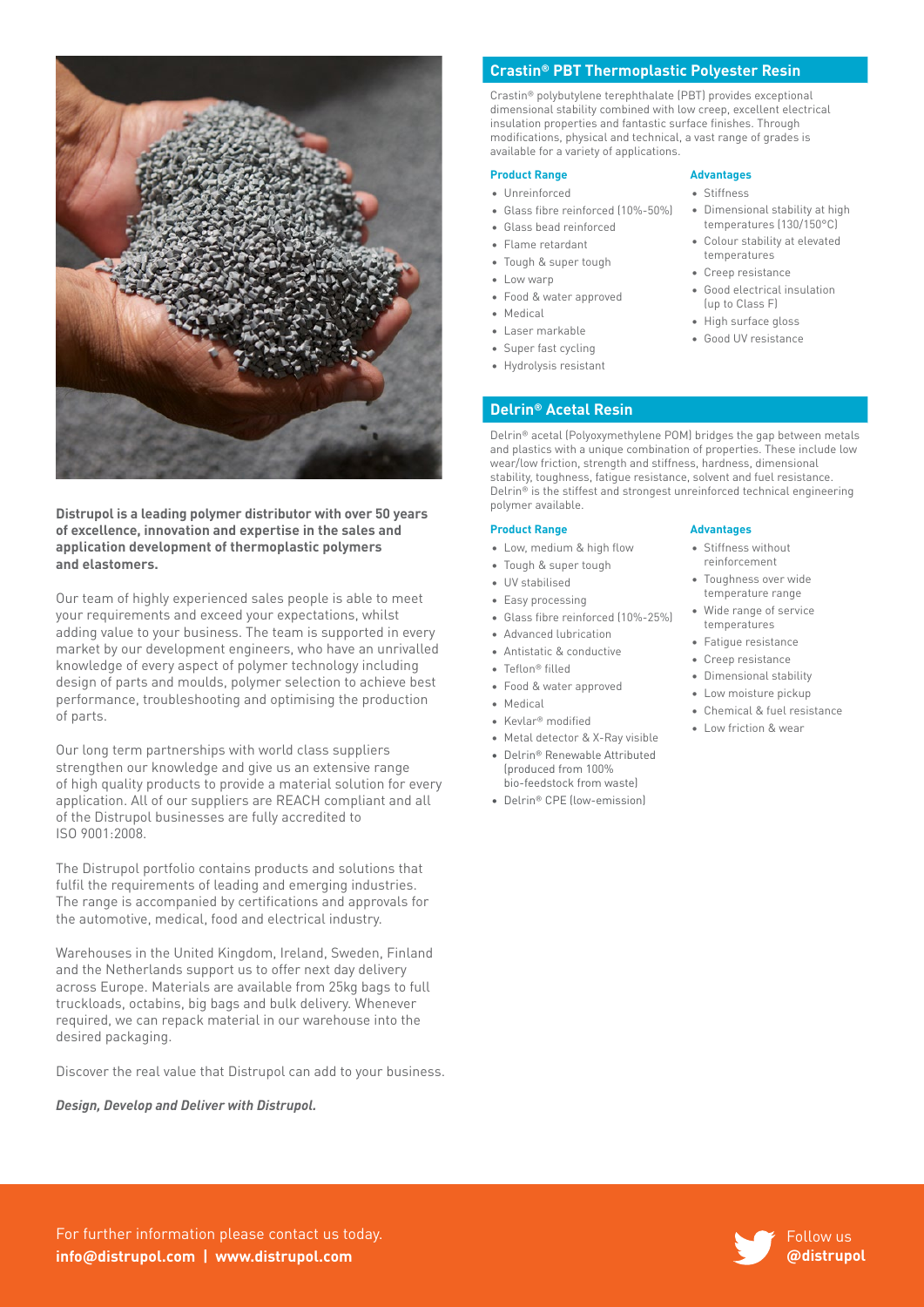**Distrupol is a leading polymer distributor with over 50 years of excellence, innovation and expertise in the sales and application development of thermoplastic polymers and elastomers.**

Our team of highly experienced sales people is able to meet your requirements and exceed your expectations, whilst adding value to your business. The team is supported in every market by our development engineers, who have an unrivalled knowledge of every aspect of polymer technology including design of parts and moulds, polymer selection to achieve best performance, troubleshooting and optimising the production of parts.

Our long term partnerships with world class suppliers strengthen our knowledge and give us an extensive range of high quality products to provide a material solution for every application. All of our suppliers are REACH compliant and all of the Distrupol businesses are fully accredited to ISO 9001:2008.

The Distrupol portfolio contains products and solutions that fulfil the requirements of leading and emerging industries. The range is accompanied by certifications and approvals for the automotive, medical, food and electrical industry.

Warehouses in the United Kingdom, Ireland, Sweden, Finland and the Netherlands support us to offer next day delivery across Europe. Materials are available from 25kg bags to full truckloads, octabins, big bags and bulk delivery. Whenever required, we can repack material in our warehouse into the desired packaging.

Discover the real value that Distrupol can add to your business.

***Design, Develop and Deliver with Distrupol.***

## Crastin® PBT Thermoplastic Polyester Resin

Crastin® polybutylene terephthalate (PBT) provides exceptional dimensional stability combined with low creep, excellent electrical insulation properties and fantastic surface finishes. Through modifications, physical and technical, a vast range of grades is available for a variety of applications.

**Product Range**

- Unreinforced
- Glass fibre reinforced (10%-50%)
- Glass bead reinforced
- Flame retardant
- Tough & super tough
- Low warp
- Food & water approved
- Medical
- Laser markable
- Super fast cycling
- Hydrolysis resistant

**Advantages**

- Stiffness
- Dimensional stability at high temperatures (130/150°C)
- Colour stability at elevated temperatures
- Creep resistance
- Good electrical insulation (up to Class F)
- High surface gloss
- Good UV resistance

## Delrin® Acetal Resin

Delrin® acetal (Polyoxymethylene POM) bridges the gap between metals and plastics with a unique combination of properties. These include low wear/low friction, strength and stiffness, hardness, dimensional stability, toughness, fatigue resistance, solvent and fuel resistance. Delrin® is the stiffest and strongest unreinforced technical engineering polymer available.

**Product Range**

- Low, medium & high flow
- Tough & super tough
- UV stabilised
- Easy processing
- Glass fibre reinforced (10%-25%)
- Advanced lubrication
- Antistatic & conductive
- Teflon® filled
- Food & water approved
- Medical
- Kevlar® modified
- Metal detector & X-Ray visible
- Delrin® Renewable Attributed (produced from 100% bio-feedstock from waste)
- Delrin® CPE (low-emission)

**Advantages**

- Stiffness without reinforcement
- Toughness over wide temperature range
- Wide range of service temperatures
- Fatigue resistance
- Creep resistance
- Dimensional stability
- Low moisture pickup
- Chemical & fuel resistance
- Low friction & wear

For further information please contact us today.
**info@distrupol.com | www.distrupol.com**

Follow us **@distrupol**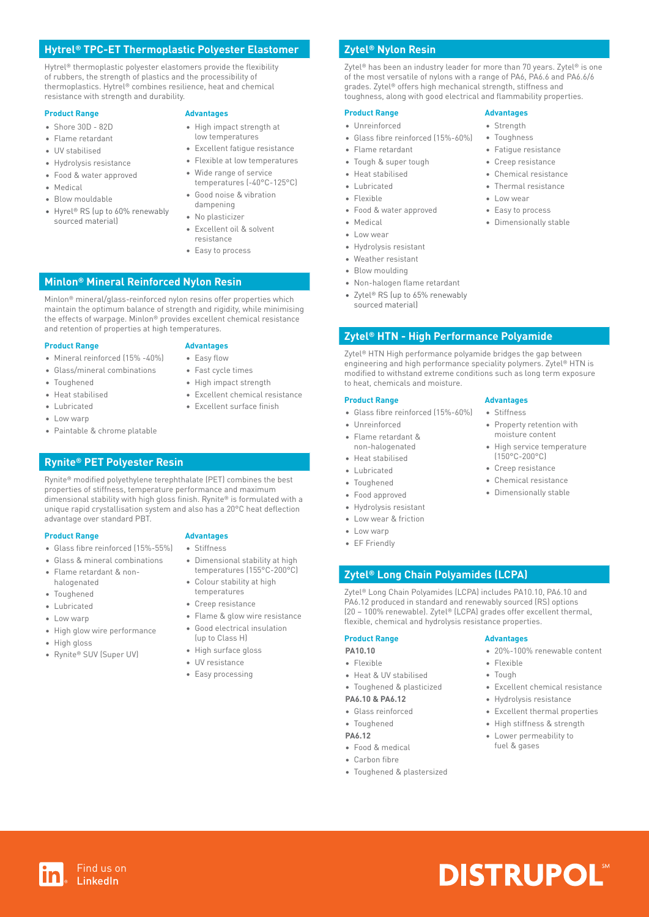## Hytrel® TPC-ET Thermoplastic Polyester Elastomer

Hytrel® thermoplastic polyester elastomers provide the flexibility of rubbers, the strength of plastics and the processibility of thermoplastics. Hytrel® combines resilience, heat and chemical resistance with strength and durability.

### Product Range

- Shore 30D - 82D
- Flame retardant
- UV stabilised
- Hydrolysis resistance
- Food & water approved
- Medical
- Blow mouldable
- Hyrel® RS (up to 60% renewably sourced material)

### Advantages

- High impact strength at low temperatures
- Excellent fatigue resistance
- Flexible at low temperatures
- Wide range of service temperatures (-40°C-125°C)
- Good noise & vibration dampening
- No plasticizer
- Excellent oil & solvent resistance
- Easy to process

## Minlon® Mineral Reinforced Nylon Resin

Minlon® mineral/glass-reinforced nylon resins offer properties which maintain the optimum balance of strength and rigidity, while minimising the effects of warpage. Minlon® provides excellent chemical resistance and retention of properties at high temperatures.

### Product Range

- Mineral reinforced (15% -40%)
- Glass/mineral combinations
- Toughened
- Heat stabilised
- Lubricated
- Low warp
- Paintable & chrome platable

### Advantages

- Easy flow
- Fast cycle times
- High impact strength
- Excellent chemical resistance
- Excellent surface finish

## Rynite® PET Polyester Resin

Rynite® modified polyethylene terephthalate (PET) combines the best properties of stiffness, temperature performance and maximum dimensional stability with high gloss finish. Rynite® is formulated with a unique rapid crystallisation system and also has a 20°C heat deflection advantage over standard PBT.

### Product Range

- Glass fibre reinforced (15%-55%)
- Glass & mineral combinations
- Flame retardant & non-halogenated
- Toughened
- Lubricated
- Low warp
- High glow wire performance
- High gloss
- Rynite® SUV (Super UV)

### Advantages

- Stiffness
- Dimensional stability at high temperatures (155°C-200°C)
- Colour stability at high temperatures
- Creep resistance
- Flame & glow wire resistance
- Good electrical insulation (up to Class H)
- High surface gloss
- UV resistance
- Easy processing

## Zytel® Nylon Resin

Zytel® has been an industry leader for more than 70 years. Zytel® is one of the most versatile of nylons with a range of PA6, PA6.6 and PA6.6/6 grades. Zytel® offers high mechanical strength, stiffness and toughness, along with good electrical and flammability properties.

### Product Range

- Unreinforced
- Glass fibre reinforced (15%-60%)
- Flame retardant
- Tough & super tough
- Heat stabilised
- Lubricated
- Flexible
- Food & water approved
- Medical
- Low wear
- Hydrolysis resistant
- Weather resistant
- Blow moulding
- Non-halogen flame retardant
- Zytel® RS (up to 65% renewably sourced material)

### Advantages

- Strength
- Toughness
- Fatigue resistance
- Creep resistance
- Chemical resistance
- Thermal resistance
- Low wear
- Easy to process
- Dimensionally stable

## Zytel® HTN - High Performance Polyamide

Zytel® HTN High performance polyamide bridges the gap between engineering and high performance speciality polymers. Zytel® HTN is modified to withstand extreme conditions such as long term exposure to heat, chemicals and moisture.

### Product Range

- Glass fibre reinforced (15%-60%)
- Unreinforced
- Flame retardant & non-halogenated
- Heat stabilised
- Lubricated
- Toughened
- Food approved
- Hydrolysis resistant
- Low wear & friction
- Low warp
- EF Friendly

### Advantages

- Stiffness
- Property retention with moisture content
- High service temperature (150°C-200°C)
- Creep resistance
- Chemical resistance
- Dimensionally stable

## Zytel® Long Chain Polyamides (LCPA)

Zytel® Long Chain Polyamides (LCPA) includes PA10.10, PA6.10 and PA6.12 produced in standard and renewably sourced (RS) options (20 – 100% renewable). Zytel® (LCPA) grades offer excellent thermal, flexible, chemical and hydrolysis resistance properties.

### Product Range

**PA10.10**

- Flexible
- Heat & UV stabilised
- Toughened & plasticized

**PA6.10 & PA6.12**

- Glass reinforced
- Toughened

**PA6.12**

- Food & medical
- Carbon fibre
- Toughened & plastersized

### Advantages

- 20%-100% renewable content
- Flexible
- Tough
- Excellent chemical resistance
- Hydrolysis resistance
- Excellent thermal properties
- High stiffness & strength
- Lower permeability to fuel & gases

Find us on LinkedIn

DISTRUPOL℠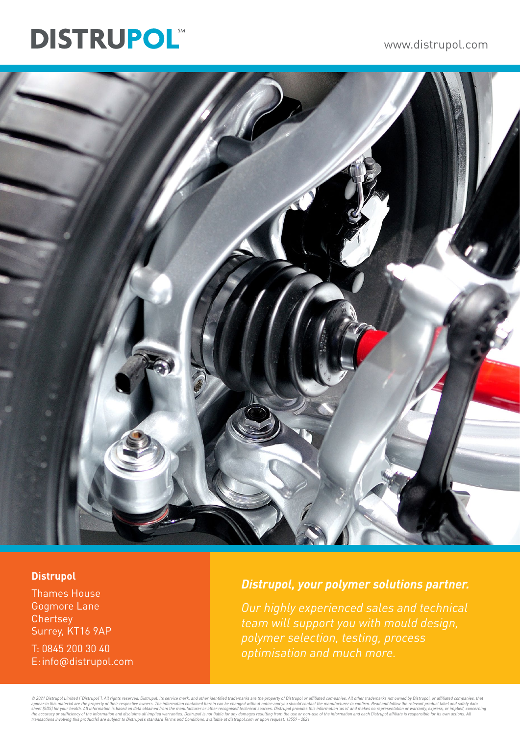# DISTRUPOL℠

www.distrupol.com

**Distrupol**

Thames House
Gogmore Lane
Chertsey
Surrey, KT16 9AP

T: 0845 200 30 40
E: info@distrupol.com

***Distrupol, your polymer solutions partner.***

*Our highly experienced sales and technical team will support you with mould design, polymer selection, testing, process optimisation and much more.*

*© 2021 Distrupol Limited ("Distrupol"). All rights reserved. Distrupol, its service mark, and other identified trademarks are the property of Distrupol or affiliated companies. All other trademarks not owned by Distrupol, or affiliated companies, that appear in this material are the property of their respective owners. The information contained herein can be changed without notice and you should contact the manufacturer to confirm. Read and follow the relevant product label and safety data sheet (SDS) for your health. All information is based on data obtained from the manufacturer or other recognised technical sources. Distrupol provides this information 'as is' and makes no representation or warranty, express, or implied, concerning the accuracy or sufficiency of the information and disclaims all implied warranties. Distrupol is not liable for any damages resulting from the use or non-use of the information and each Distrupol affiliate is responsible for its own actions. All transactions involving this product(s) are subject to Distrupol's standard Terms and Conditions, available at distrupol.com or upon request. 13559 - 2021*